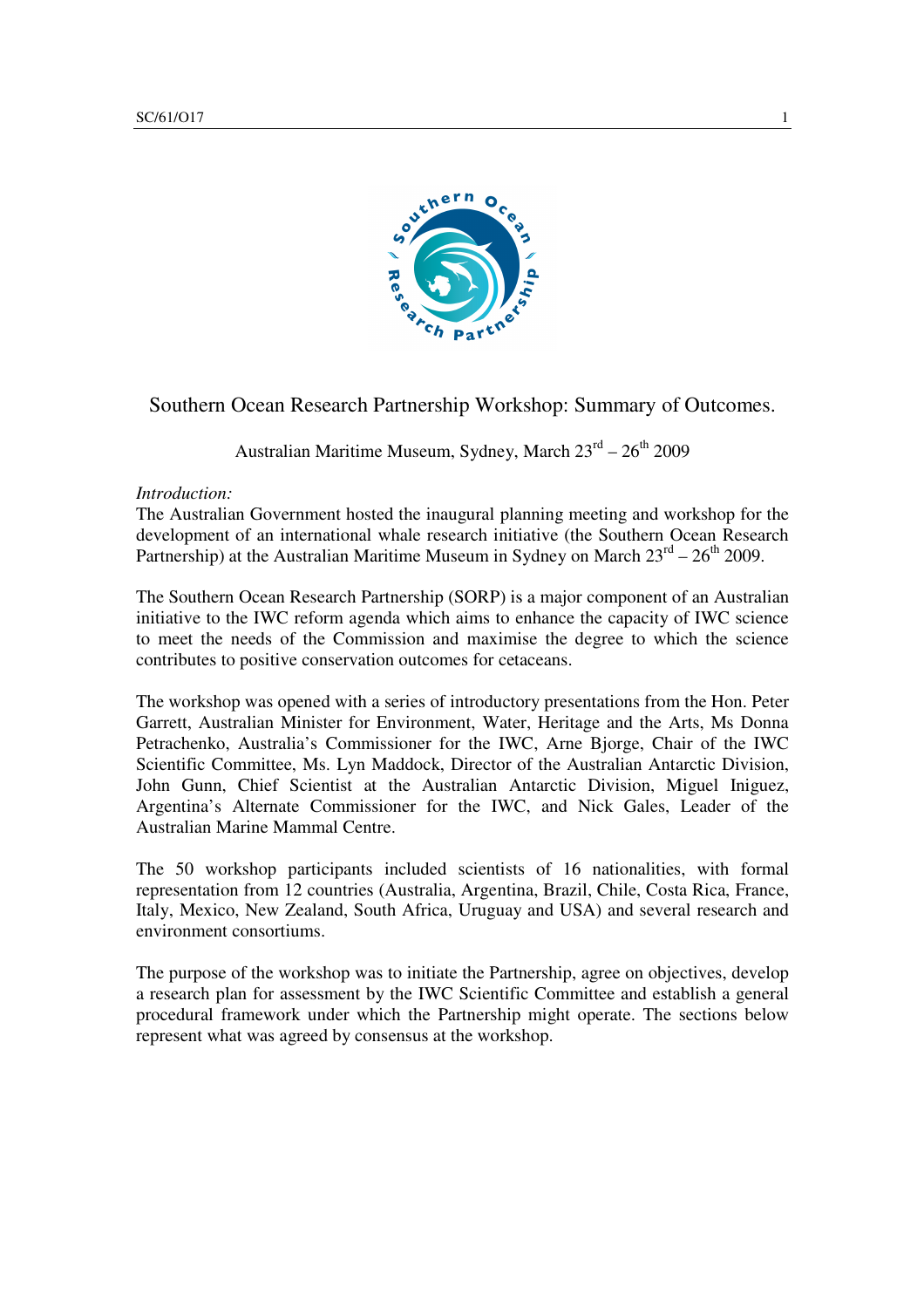# Southern Ocean Research Partnership Workshop: Summary of Outcomes.

Australian Maritime Museum, Sydney, March 23rd – 26th 2009

*Introduction:*

The Australian Government hosted the inaugural planning meeting and workshop for the development of an international whale research initiative (the Southern Ocean Research Partnership) at the Australian Maritime Museum in Sydney on March 23rd – 26th 2009.

The Southern Ocean Research Partnership (SORP) is a major component of an Australian initiative to the IWC reform agenda which aims to enhance the capacity of IWC science to meet the needs of the Commission and maximise the degree to which the science contributes to positive conservation outcomes for cetaceans.

The workshop was opened with a series of introductory presentations from the Hon. Peter Garrett, Australian Minister for Environment, Water, Heritage and the Arts, Ms Donna Petrachenko, Australia's Commissioner for the IWC, Arne Bjorge, Chair of the IWC Scientific Committee, Ms. Lyn Maddock, Director of the Australian Antarctic Division, John Gunn, Chief Scientist at the Australian Antarctic Division, Miguel Iniguez, Argentina's Alternate Commissioner for the IWC, and Nick Gales, Leader of the Australian Marine Mammal Centre.

The 50 workshop participants included scientists of 16 nationalities, with formal representation from 12 countries (Australia, Argentina, Brazil, Chile, Costa Rica, France, Italy, Mexico, New Zealand, South Africa, Uruguay and USA) and several research and environment consortiums.

The purpose of the workshop was to initiate the Partnership, agree on objectives, develop a research plan for assessment by the IWC Scientific Committee and establish a general procedural framework under which the Partnership might operate. The sections below represent what was agreed by consensus at the workshop.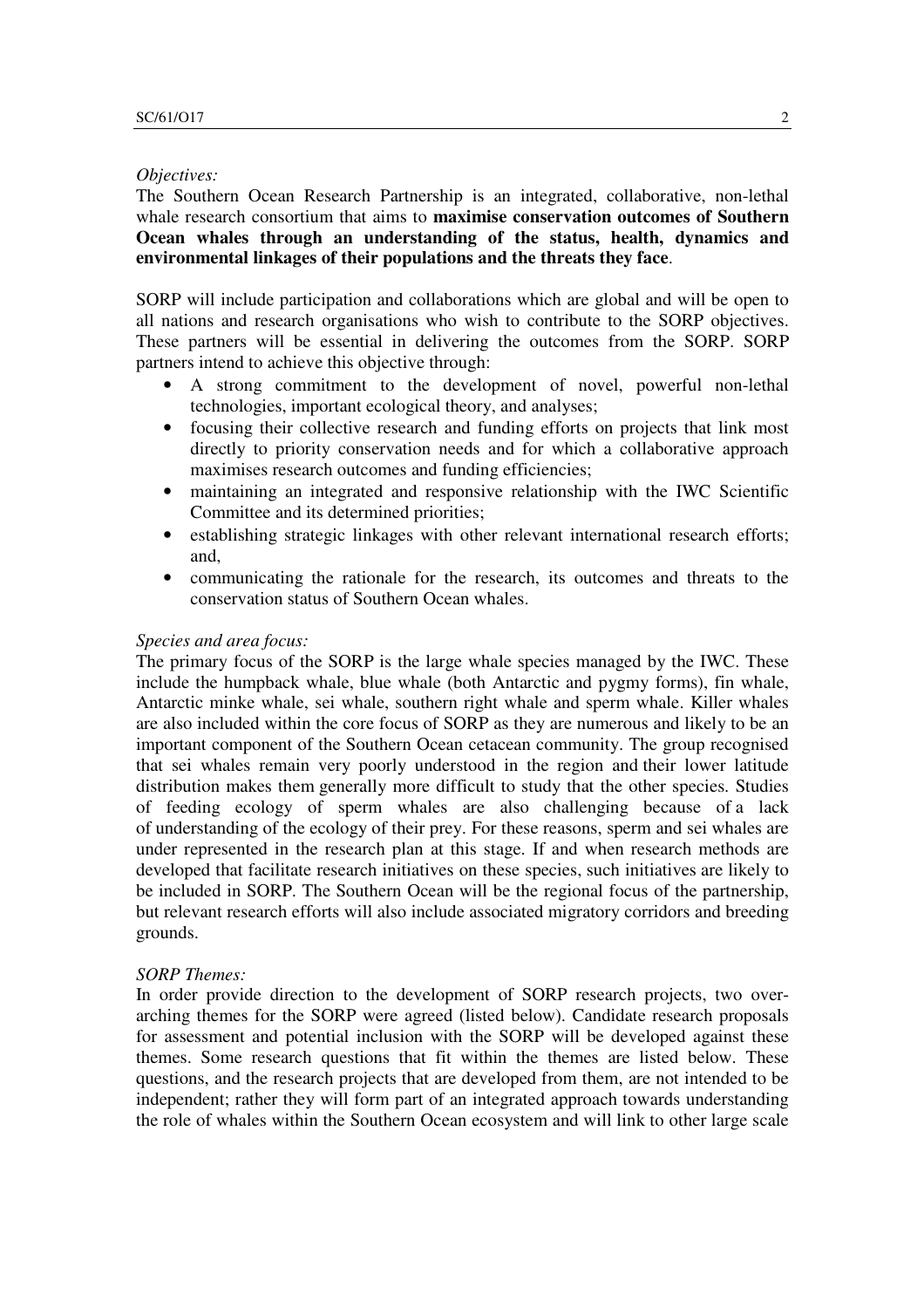*Objectives:*
The Southern Ocean Research Partnership is an integrated, collaborative, non-lethal whale research consortium that aims to **maximise conservation outcomes of Southern Ocean whales through an understanding of the status, health, dynamics and environmental linkages of their populations and the threats they face**.

SORP will include participation and collaborations which are global and will be open to all nations and research organisations who wish to contribute to the SORP objectives. These partners will be essential in delivering the outcomes from the SORP. SORP partners intend to achieve this objective through:

- A strong commitment to the development of novel, powerful non-lethal technologies, important ecological theory, and analyses;
- focusing their collective research and funding efforts on projects that link most directly to priority conservation needs and for which a collaborative approach maximises research outcomes and funding efficiencies;
- maintaining an integrated and responsive relationship with the IWC Scientific Committee and its determined priorities;
- establishing strategic linkages with other relevant international research efforts; and,
- communicating the rationale for the research, its outcomes and threats to the conservation status of Southern Ocean whales.

*Species and area focus:*
The primary focus of the SORP is the large whale species managed by the IWC. These include the humpback whale, blue whale (both Antarctic and pygmy forms), fin whale, Antarctic minke whale, sei whale, southern right whale and sperm whale. Killer whales are also included within the core focus of SORP as they are numerous and likely to be an important component of the Southern Ocean cetacean community. The group recognised that sei whales remain very poorly understood in the region and their lower latitude distribution makes them generally more difficult to study that the other species. Studies of feeding ecology of sperm whales are also challenging because of a lack of understanding of the ecology of their prey. For these reasons, sperm and sei whales are under represented in the research plan at this stage. If and when research methods are developed that facilitate research initiatives on these species, such initiatives are likely to be included in SORP. The Southern Ocean will be the regional focus of the partnership, but relevant research efforts will also include associated migratory corridors and breeding grounds.

*SORP Themes:*
In order provide direction to the development of SORP research projects, two over-arching themes for the SORP were agreed (listed below). Candidate research proposals for assessment and potential inclusion with the SORP will be developed against these themes. Some research questions that fit within the themes are listed below. These questions, and the research projects that are developed from them, are not intended to be independent; rather they will form part of an integrated approach towards understanding the role of whales within the Southern Ocean ecosystem and will link to other large scale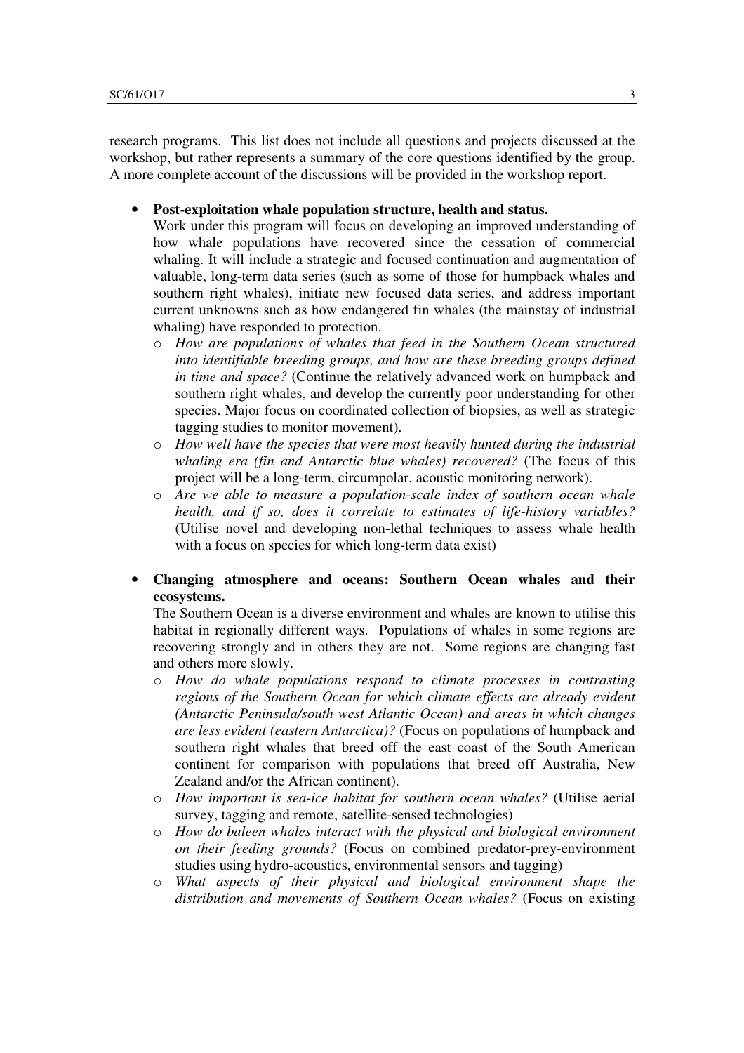research programs. This list does not include all questions and projects discussed at the workshop, but rather represents a summary of the core questions identified by the group. A more complete account of the discussions will be provided in the workshop report.

- **Post-exploitation whale population structure, health and status.**
  Work under this program will focus on developing an improved understanding of how whale populations have recovered since the cessation of commercial whaling. It will include a strategic and focused continuation and augmentation of valuable, long-term data series (such as some of those for humpback whales and southern right whales), initiate new focused data series, and address important current unknowns such as how endangered fin whales (the mainstay of industrial whaling) have responded to protection.
  - *How are populations of whales that feed in the Southern Ocean structured into identifiable breeding groups, and how are these breeding groups defined in time and space?* (Continue the relatively advanced work on humpback and southern right whales, and develop the currently poor understanding for other species. Major focus on coordinated collection of biopsies, as well as strategic tagging studies to monitor movement).
  - *How well have the species that were most heavily hunted during the industrial whaling era (fin and Antarctic blue whales) recovered?* (The focus of this project will be a long-term, circumpolar, acoustic monitoring network).
  - *Are we able to measure a population-scale index of southern ocean whale health, and if so, does it correlate to estimates of life-history variables?* (Utilise novel and developing non-lethal techniques to assess whale health with a focus on species for which long-term data exist)

- **Changing atmosphere and oceans: Southern Ocean whales and their ecosystems.**
  The Southern Ocean is a diverse environment and whales are known to utilise this habitat in regionally different ways. Populations of whales in some regions are recovering strongly and in others they are not. Some regions are changing fast and others more slowly.
  - *How do whale populations respond to climate processes in contrasting regions of the Southern Ocean for which climate effects are already evident (Antarctic Peninsula/south west Atlantic Ocean) and areas in which changes are less evident (eastern Antarctica)?* (Focus on populations of humpback and southern right whales that breed off the east coast of the South American continent for comparison with populations that breed off Australia, New Zealand and/or the African continent).
  - *How important is sea-ice habitat for southern ocean whales?* (Utilise aerial survey, tagging and remote, satellite-sensed technologies)
  - *How do baleen whales interact with the physical and biological environment on their feeding grounds?* (Focus on combined predator-prey-environment studies using hydro-acoustics, environmental sensors and tagging)
  - *What aspects of their physical and biological environment shape the distribution and movements of Southern Ocean whales?* (Focus on existing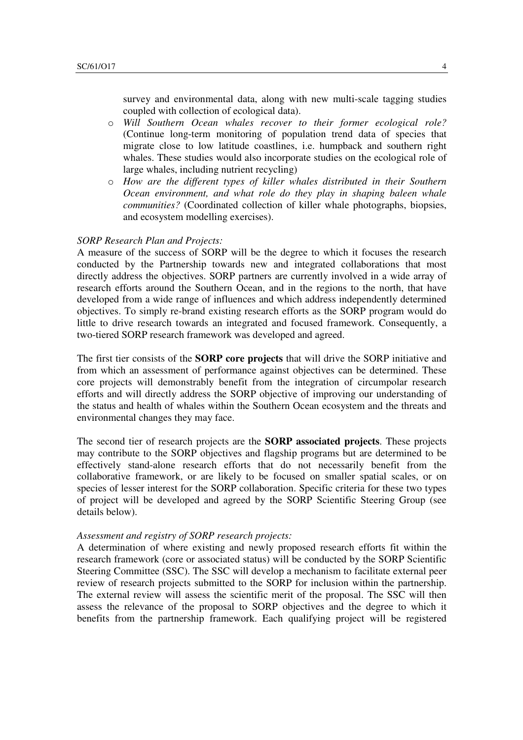survey and environmental data, along with new multi-scale tagging studies coupled with collection of ecological data).

- *Will Southern Ocean whales recover to their former ecological role?* (Continue long-term monitoring of population trend data of species that migrate close to low latitude coastlines, i.e. humpback and southern right whales. These studies would also incorporate studies on the ecological role of large whales, including nutrient recycling)
- *How are the different types of killer whales distributed in their Southern Ocean environment, and what role do they play in shaping baleen whale communities?* (Coordinated collection of killer whale photographs, biopsies, and ecosystem modelling exercises).

*SORP Research Plan and Projects:*

A measure of the success of SORP will be the degree to which it focuses the research conducted by the Partnership towards new and integrated collaborations that most directly address the objectives. SORP partners are currently involved in a wide array of research efforts around the Southern Ocean, and in the regions to the north, that have developed from a wide range of influences and which address independently determined objectives. To simply re-brand existing research efforts as the SORP program would do little to drive research towards an integrated and focused framework. Consequently, a two-tiered SORP research framework was developed and agreed.

The first tier consists of the **SORP core projects** that will drive the SORP initiative and from which an assessment of performance against objectives can be determined. These core projects will demonstrably benefit from the integration of circumpolar research efforts and will directly address the SORP objective of improving our understanding of the status and health of whales within the Southern Ocean ecosystem and the threats and environmental changes they may face.

The second tier of research projects are the **SORP associated projects**. These projects may contribute to the SORP objectives and flagship programs but are determined to be effectively stand-alone research efforts that do not necessarily benefit from the collaborative framework, or are likely to be focused on smaller spatial scales, or on species of lesser interest for the SORP collaboration. Specific criteria for these two types of project will be developed and agreed by the SORP Scientific Steering Group (see details below).

*Assessment and registry of SORP research projects:*

A determination of where existing and newly proposed research efforts fit within the research framework (core or associated status) will be conducted by the SORP Scientific Steering Committee (SSC). The SSC will develop a mechanism to facilitate external peer review of research projects submitted to the SORP for inclusion within the partnership. The external review will assess the scientific merit of the proposal. The SSC will then assess the relevance of the proposal to SORP objectives and the degree to which it benefits from the partnership framework. Each qualifying project will be registered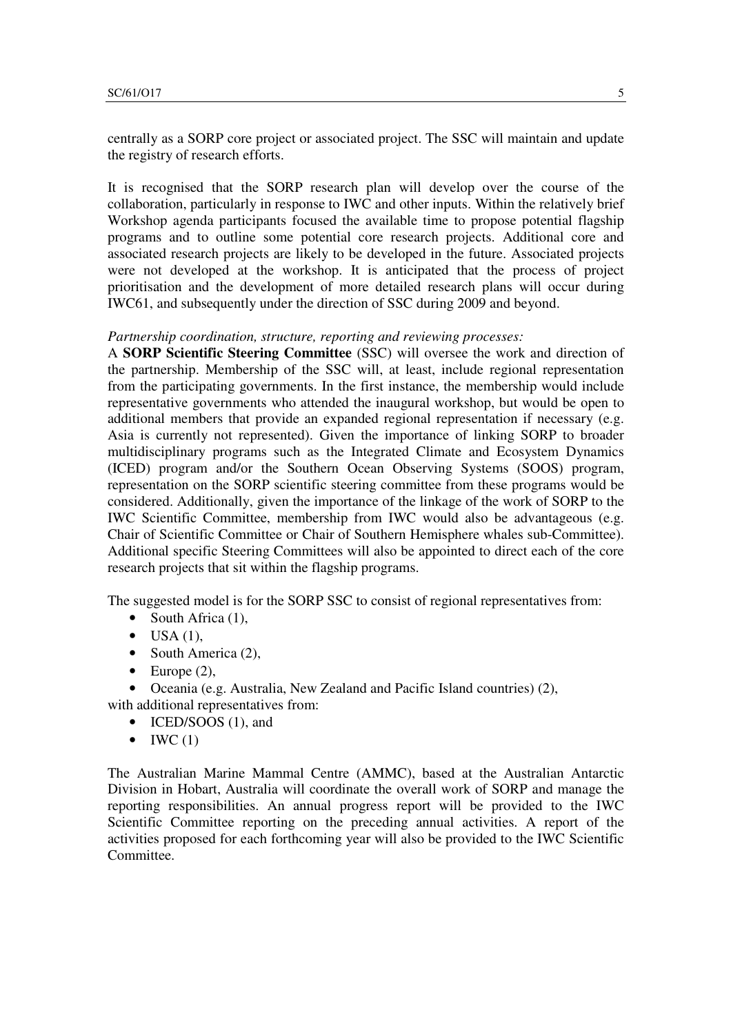centrally as a SORP core project or associated project. The SSC will maintain and update the registry of research efforts.

It is recognised that the SORP research plan will develop over the course of the collaboration, particularly in response to IWC and other inputs. Within the relatively brief Workshop agenda participants focused the available time to propose potential flagship programs and to outline some potential core research projects. Additional core and associated research projects are likely to be developed in the future. Associated projects were not developed at the workshop. It is anticipated that the process of project prioritisation and the development of more detailed research plans will occur during IWC61, and subsequently under the direction of SSC during 2009 and beyond.

*Partnership coordination, structure, reporting and reviewing processes:*

A **SORP Scientific Steering Committee** (SSC) will oversee the work and direction of the partnership. Membership of the SSC will, at least, include regional representation from the participating governments. In the first instance, the membership would include representative governments who attended the inaugural workshop, but would be open to additional members that provide an expanded regional representation if necessary (e.g. Asia is currently not represented). Given the importance of linking SORP to broader multidisciplinary programs such as the Integrated Climate and Ecosystem Dynamics (ICED) program and/or the Southern Ocean Observing Systems (SOOS) program, representation on the SORP scientific steering committee from these programs would be considered. Additionally, given the importance of the linkage of the work of SORP to the IWC Scientific Committee, membership from IWC would also be advantageous (e.g. Chair of Scientific Committee or Chair of Southern Hemisphere whales sub-Committee). Additional specific Steering Committees will also be appointed to direct each of the core research projects that sit within the flagship programs.

The suggested model is for the SORP SSC to consist of regional representatives from:

- South Africa (1),
- USA (1),
- South America (2),
- Europe (2),
- Oceania (e.g. Australia, New Zealand and Pacific Island countries) (2),

with additional representatives from:

- ICED/SOOS (1), and
- IWC (1)

The Australian Marine Mammal Centre (AMMC), based at the Australian Antarctic Division in Hobart, Australia will coordinate the overall work of SORP and manage the reporting responsibilities. An annual progress report will be provided to the IWC Scientific Committee reporting on the preceding annual activities. A report of the activities proposed for each forthcoming year will also be provided to the IWC Scientific Committee.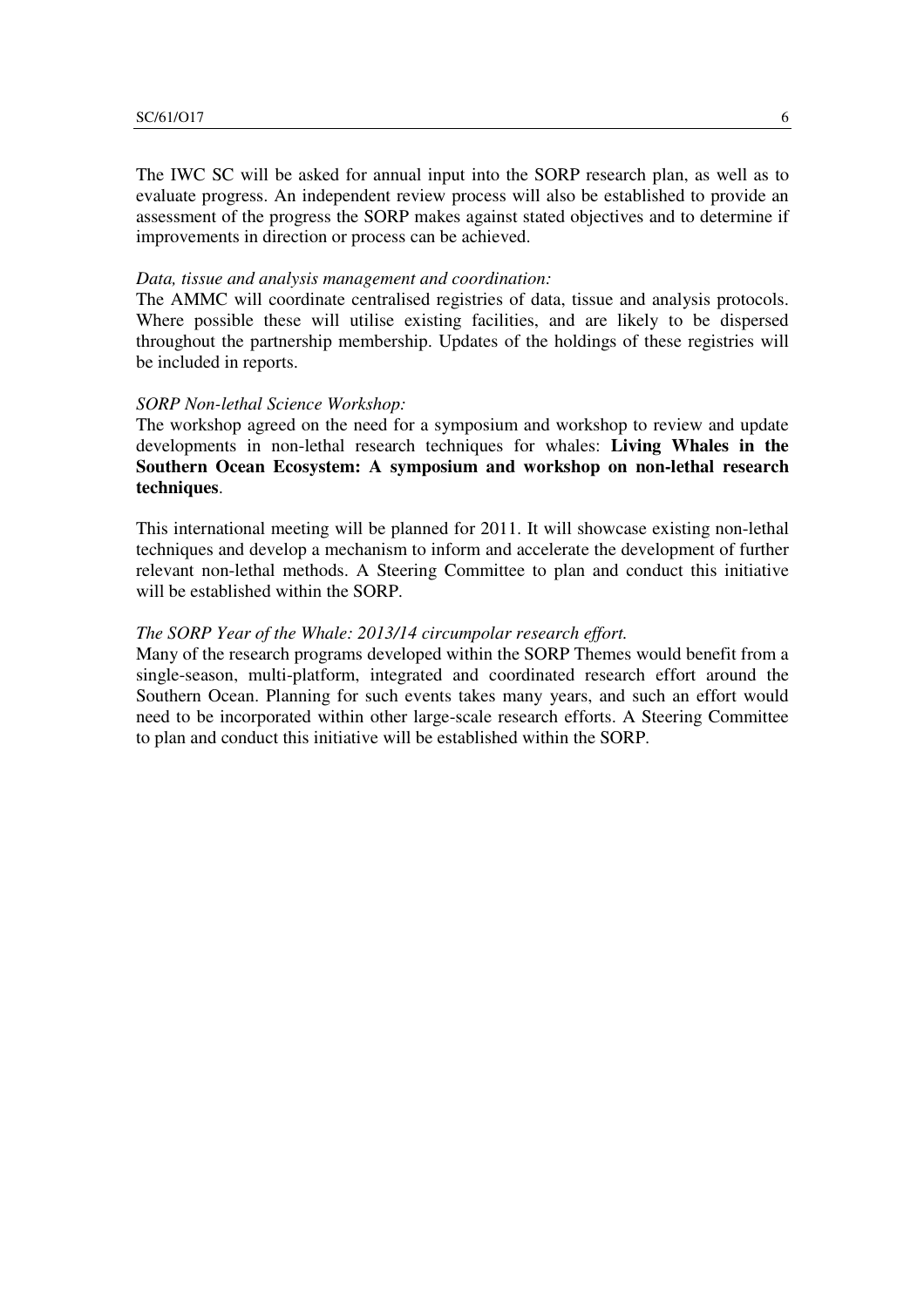The IWC SC will be asked for annual input into the SORP research plan, as well as to evaluate progress. An independent review process will also be established to provide an assessment of the progress the SORP makes against stated objectives and to determine if improvements in direction or process can be achieved.

*Data, tissue and analysis management and coordination:*

The AMMC will coordinate centralised registries of data, tissue and analysis protocols. Where possible these will utilise existing facilities, and are likely to be dispersed throughout the partnership membership. Updates of the holdings of these registries will be included in reports.

*SORP Non-lethal Science Workshop:*

The workshop agreed on the need for a symposium and workshop to review and update developments in non-lethal research techniques for whales: **Living Whales in the Southern Ocean Ecosystem: A symposium and workshop on non-lethal research techniques**.

This international meeting will be planned for 2011. It will showcase existing non-lethal techniques and develop a mechanism to inform and accelerate the development of further relevant non-lethal methods. A Steering Committee to plan and conduct this initiative will be established within the SORP.

*The SORP Year of the Whale: 2013/14 circumpolar research effort.*

Many of the research programs developed within the SORP Themes would benefit from a single-season, multi-platform, integrated and coordinated research effort around the Southern Ocean. Planning for such events takes many years, and such an effort would need to be incorporated within other large-scale research efforts. A Steering Committee to plan and conduct this initiative will be established within the SORP.